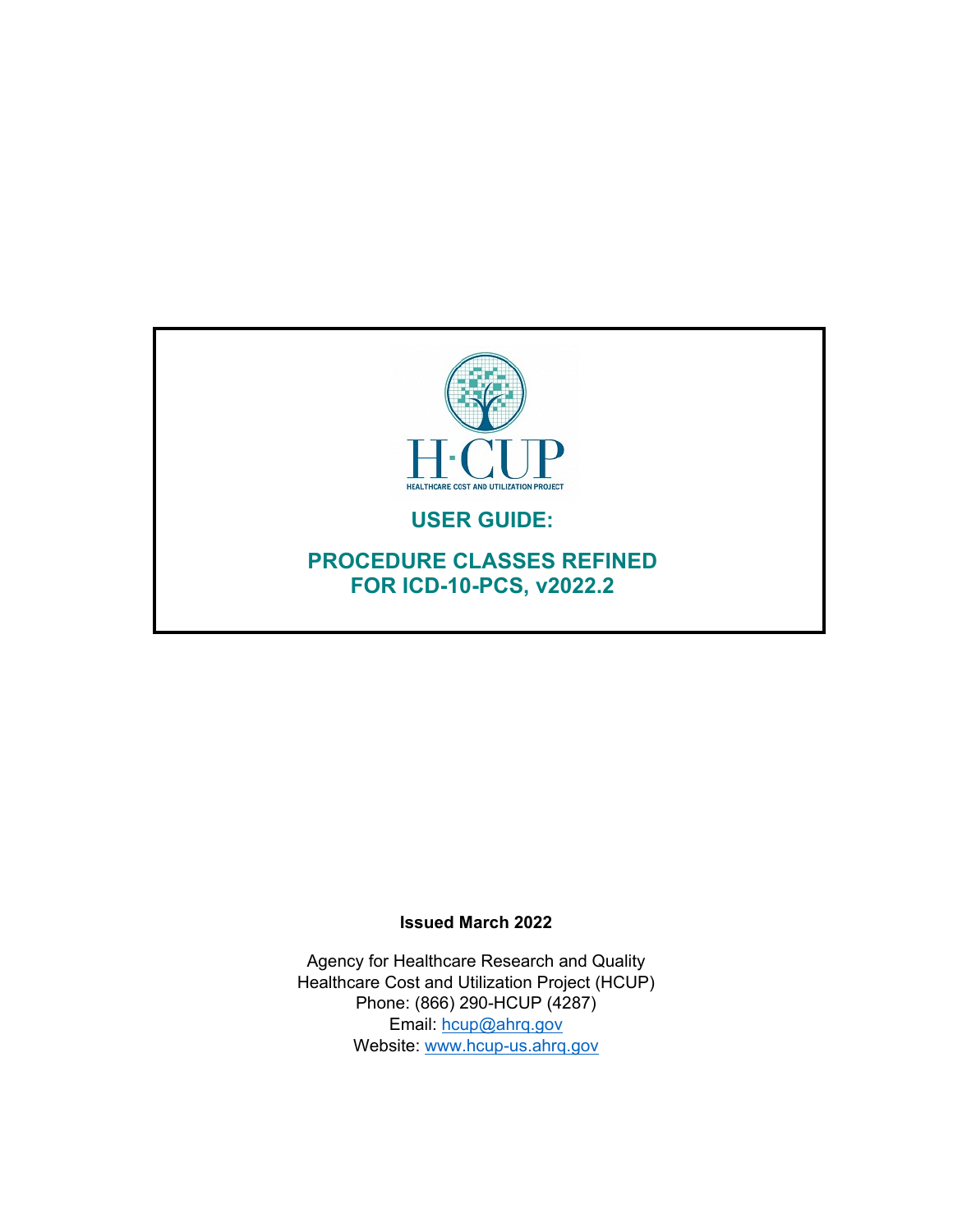H·CUP

HEALTHCARE COST AND UTILIZATION PROJECT

# USER GUIDE:

# PROCEDURE CLASSES REFINED FOR ICD-10-PCS, v2022.2

**Issued March 2022**

Agency for Healthcare Research and Quality
Healthcare Cost and Utilization Project (HCUP)
Phone: (866) 290-HCUP (4287)
Email: hcup@ahrq.gov
Website: www.hcup-us.ahrq.gov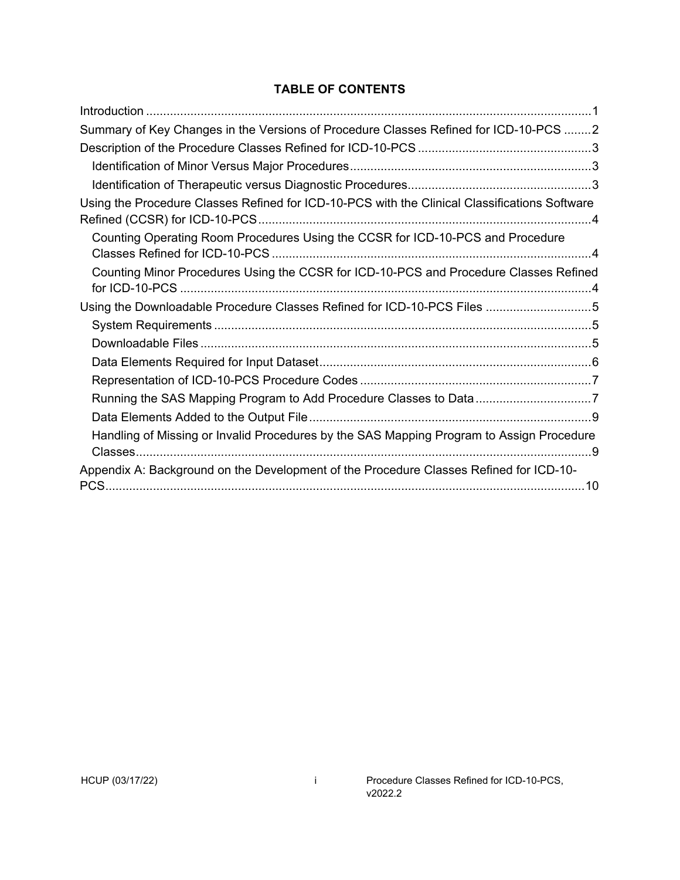## TABLE OF CONTENTS

- Introduction ....................................................................................................................1
- Summary of Key Changes in the Versions of Procedure Classes Refined for ICD-10-PCS ........2
- Description of the Procedure Classes Refined for ICD-10-PCS ..................................................3
  - Identification of Minor Versus Major Procedures.......................................................................3
  - Identification of Therapeutic versus Diagnostic Procedures.....................................................3
- Using the Procedure Classes Refined for ICD-10-PCS with the Clinical Classifications Software Refined (CCSR) for ICD-10-PCS.................................................................................................4
  - Counting Operating Room Procedures Using the CCSR for ICD-10-PCS and Procedure Classes Refined for ICD-10-PCS .............................................................................................4
  - Counting Minor Procedures Using the CCSR for ICD-10-PCS and Procedure Classes Refined for ICD-10-PCS .......................................................................................................................4
- Using the Downloadable Procedure Classes Refined for ICD-10-PCS Files ...............................5
  - System Requirements ..............................................................................................................5
  - Downloadable Files ..................................................................................................................5
  - Data Elements Required for Input Dataset................................................................................6
  - Representation of ICD-10-PCS Procedure Codes ....................................................................7
  - Running the SAS Mapping Program to Add Procedure Classes to Data ..................................7
  - Data Elements Added to the Output File ..................................................................................9
  - Handling of Missing or Invalid Procedures by the SAS Mapping Program to Assign Procedure Classes.....................................................................................................................................9
- Appendix A: Background on the Development of the Procedure Classes Refined for ICD-10-PCS............................................................................................................................................10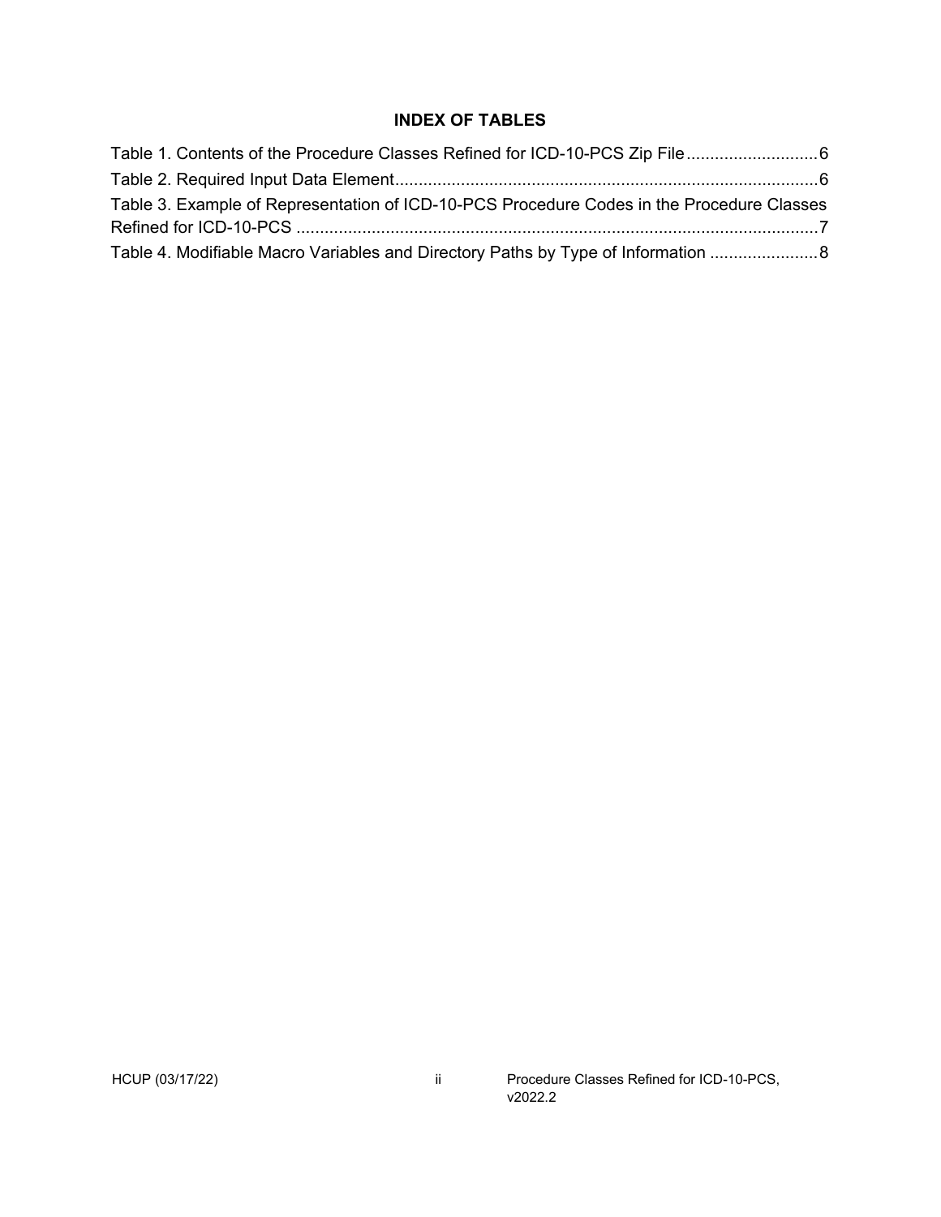## INDEX OF TABLES

Table 1. Contents of the Procedure Classes Refined for ICD-10-PCS Zip File ............................ 6

Table 2. Required Input Data Element ......................................................................................... 6

Table 3. Example of Representation of ICD-10-PCS Procedure Codes in the Procedure Classes Refined for ICD-10-PCS ............................................................................................................. 7

Table 4. Modifiable Macro Variables and Directory Paths by Type of Information ....................... 8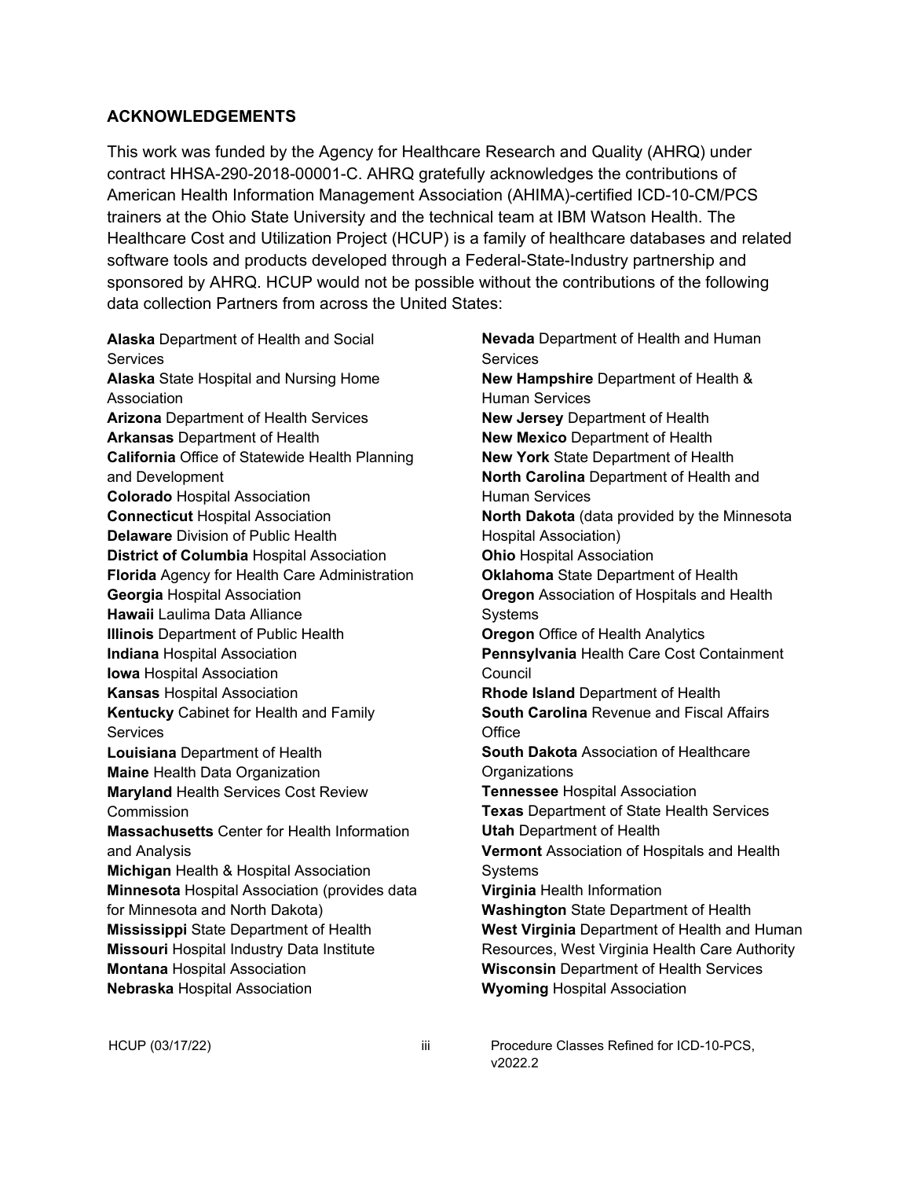## ACKNOWLEDGEMENTS

This work was funded by the Agency for Healthcare Research and Quality (AHRQ) under contract HHSA-290-2018-00001-C. AHRQ gratefully acknowledges the contributions of American Health Information Management Association (AHIMA)-certified ICD-10-CM/PCS trainers at the Ohio State University and the technical team at IBM Watson Health. The Healthcare Cost and Utilization Project (HCUP) is a family of healthcare databases and related software tools and products developed through a Federal-State-Industry partnership and sponsored by AHRQ. HCUP would not be possible without the contributions of the following data collection Partners from across the United States:

**Alaska** Department of Health and Social Services
**Alaska** State Hospital and Nursing Home Association
**Arizona** Department of Health Services
**Arkansas** Department of Health
**California** Office of Statewide Health Planning and Development
**Colorado** Hospital Association
**Connecticut** Hospital Association
**Delaware** Division of Public Health
**District of Columbia** Hospital Association
**Florida** Agency for Health Care Administration
**Georgia** Hospital Association
**Hawaii** Laulima Data Alliance
**Illinois** Department of Public Health
**Indiana** Hospital Association
**Iowa** Hospital Association
**Kansas** Hospital Association
**Kentucky** Cabinet for Health and Family Services
**Louisiana** Department of Health
**Maine** Health Data Organization
**Maryland** Health Services Cost Review Commission
**Massachusetts** Center for Health Information and Analysis
**Michigan** Health & Hospital Association
**Minnesota** Hospital Association (provides data for Minnesota and North Dakota)
**Mississippi** State Department of Health
**Missouri** Hospital Industry Data Institute
**Montana** Hospital Association
**Nebraska** Hospital Association
**Nevada** Department of Health and Human Services
**New Hampshire** Department of Health & Human Services
**New Jersey** Department of Health
**New Mexico** Department of Health
**New York** State Department of Health
**North Carolina** Department of Health and Human Services
**North Dakota** (data provided by the Minnesota Hospital Association)
**Ohio** Hospital Association
**Oklahoma** State Department of Health
**Oregon** Association of Hospitals and Health Systems
**Oregon** Office of Health Analytics
**Pennsylvania** Health Care Cost Containment Council
**Rhode Island** Department of Health
**South Carolina** Revenue and Fiscal Affairs Office
**South Dakota** Association of Healthcare Organizations
**Tennessee** Hospital Association
**Texas** Department of State Health Services
**Utah** Department of Health
**Vermont** Association of Hospitals and Health Systems
**Virginia** Health Information
**Washington** State Department of Health
**West Virginia** Department of Health and Human Resources, West Virginia Health Care Authority
**Wisconsin** Department of Health Services
**Wyoming** Hospital Association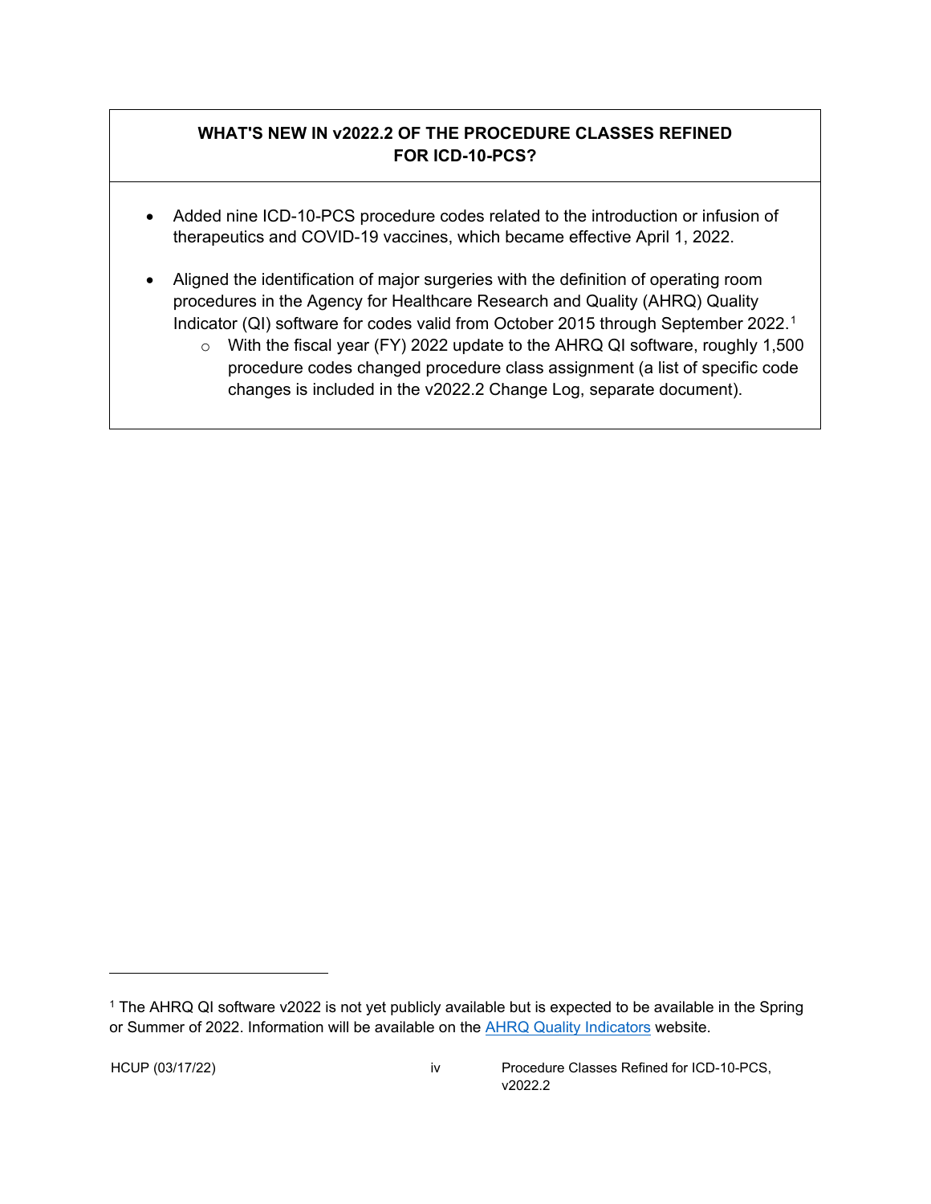## WHAT'S NEW IN v2022.2 OF THE PROCEDURE CLASSES REFINED FOR ICD-10-PCS?

- Added nine ICD-10-PCS procedure codes related to the introduction or infusion of therapeutics and COVID-19 vaccines, which became effective April 1, 2022.
- Aligned the identification of major surgeries with the definition of operating room procedures in the Agency for Healthcare Research and Quality (AHRQ) Quality Indicator (QI) software for codes valid from October 2015 through September 2022.[1]
  - With the fiscal year (FY) 2022 update to the AHRQ QI software, roughly 1,500 procedure codes changed procedure class assignment (a list of specific code changes is included in the v2022.2 Change Log, separate document).

[1] The AHRQ QI software v2022 is not yet publicly available but is expected to be available in the Spring or Summer of 2022. Information will be available on the AHRQ Quality Indicators website.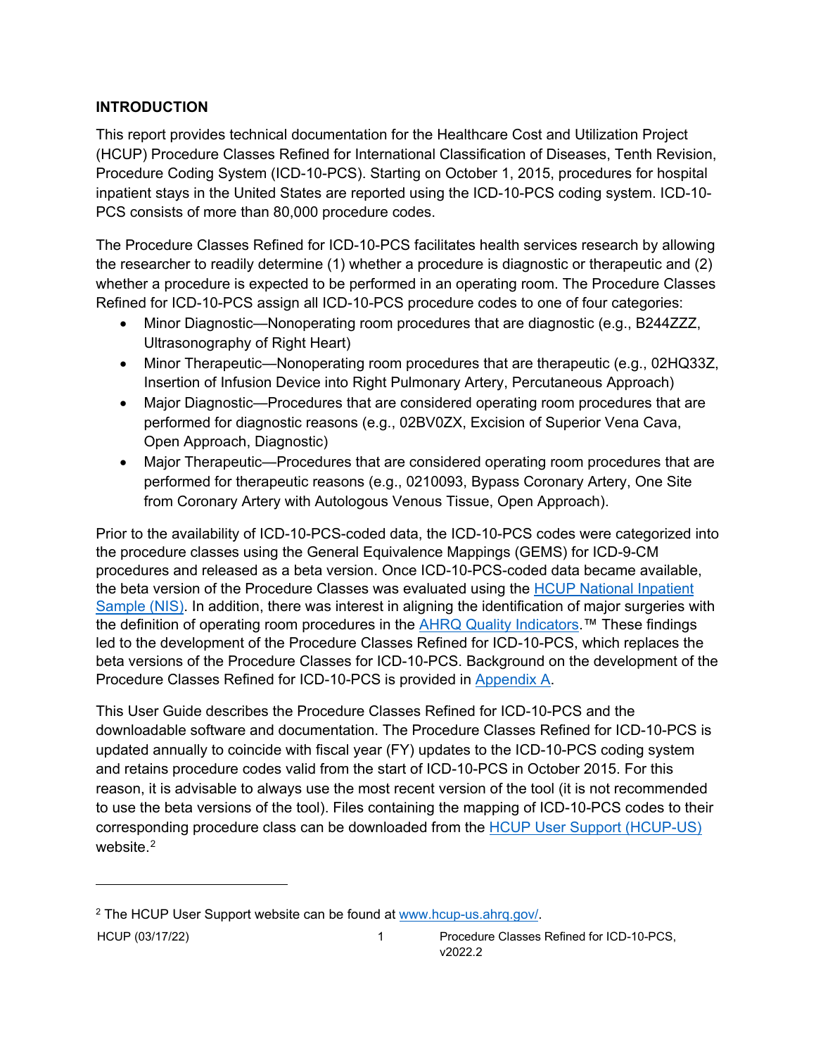## INTRODUCTION

This report provides technical documentation for the Healthcare Cost and Utilization Project (HCUP) Procedure Classes Refined for International Classification of Diseases, Tenth Revision, Procedure Coding System (ICD-10-PCS). Starting on October 1, 2015, procedures for hospital inpatient stays in the United States are reported using the ICD-10-PCS coding system. ICD-10-PCS consists of more than 80,000 procedure codes.

The Procedure Classes Refined for ICD-10-PCS facilitates health services research by allowing the researcher to readily determine (1) whether a procedure is diagnostic or therapeutic and (2) whether a procedure is expected to be performed in an operating room. The Procedure Classes Refined for ICD-10-PCS assign all ICD-10-PCS procedure codes to one of four categories:

- Minor Diagnostic—Nonoperating room procedures that are diagnostic (e.g., B244ZZZ, Ultrasonography of Right Heart)
- Minor Therapeutic—Nonoperating room procedures that are therapeutic (e.g., 02HQ33Z, Insertion of Infusion Device into Right Pulmonary Artery, Percutaneous Approach)
- Major Diagnostic—Procedures that are considered operating room procedures that are performed for diagnostic reasons (e.g., 02BV0ZX, Excision of Superior Vena Cava, Open Approach, Diagnostic)
- Major Therapeutic—Procedures that are considered operating room procedures that are performed for therapeutic reasons (e.g., 0210093, Bypass Coronary Artery, One Site from Coronary Artery with Autologous Venous Tissue, Open Approach).

Prior to the availability of ICD-10-PCS-coded data, the ICD-10-PCS codes were categorized into the procedure classes using the General Equivalence Mappings (GEMS) for ICD-9-CM procedures and released as a beta version. Once ICD-10-PCS-coded data became available, the beta version of the Procedure Classes was evaluated using the HCUP National Inpatient Sample (NIS). In addition, there was interest in aligning the identification of major surgeries with the definition of operating room procedures in the AHRQ Quality Indicators.™ These findings led to the development of the Procedure Classes Refined for ICD-10-PCS, which replaces the beta versions of the Procedure Classes for ICD-10-PCS. Background on the development of the Procedure Classes Refined for ICD-10-PCS is provided in Appendix A.

This User Guide describes the Procedure Classes Refined for ICD-10-PCS and the downloadable software and documentation. The Procedure Classes Refined for ICD-10-PCS is updated annually to coincide with fiscal year (FY) updates to the ICD-10-PCS coding system and retains procedure codes valid from the start of ICD-10-PCS in October 2015. For this reason, it is advisable to always use the most recent version of the tool (it is not recommended to use the beta versions of the tool). Files containing the mapping of ICD-10-PCS codes to their corresponding procedure class can be downloaded from the HCUP User Support (HCUP-US) website.[2]

---

[2] The HCUP User Support website can be found at www.hcup-us.ahrq.gov/.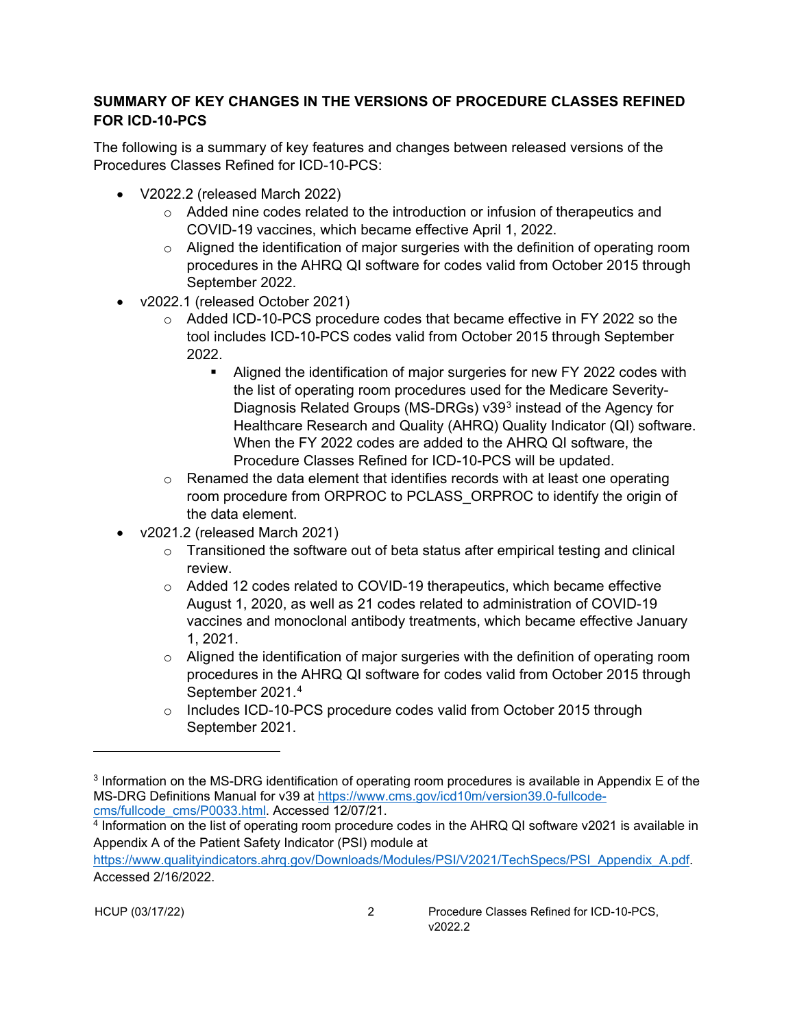## SUMMARY OF KEY CHANGES IN THE VERSIONS OF PROCEDURE CLASSES REFINED FOR ICD-10-PCS

The following is a summary of key features and changes between released versions of the Procedures Classes Refined for ICD-10-PCS:

- V2022.2 (released March 2022)
  - Added nine codes related to the introduction or infusion of therapeutics and COVID-19 vaccines, which became effective April 1, 2022.
  - Aligned the identification of major surgeries with the definition of operating room procedures in the AHRQ QI software for codes valid from October 2015 through September 2022.
- v2022.1 (released October 2021)
  - Added ICD-10-PCS procedure codes that became effective in FY 2022 so the tool includes ICD-10-PCS codes valid from October 2015 through September 2022.
    - Aligned the identification of major surgeries for new FY 2022 codes with the list of operating room procedures used for the Medicare Severity-Diagnosis Related Groups (MS-DRGs) v39[3] instead of the Agency for Healthcare Research and Quality (AHRQ) Quality Indicator (QI) software. When the FY 2022 codes are added to the AHRQ QI software, the Procedure Classes Refined for ICD-10-PCS will be updated.
  - Renamed the data element that identifies records with at least one operating room procedure from ORPROC to PCLASS_ORPROC to identify the origin of the data element.
- v2021.2 (released March 2021)
  - Transitioned the software out of beta status after empirical testing and clinical review.
  - Added 12 codes related to COVID-19 therapeutics, which became effective August 1, 2020, as well as 21 codes related to administration of COVID-19 vaccines and monoclonal antibody treatments, which became effective January 1, 2021.
  - Aligned the identification of major surgeries with the definition of operating room procedures in the AHRQ QI software for codes valid from October 2015 through September 2021.[4]
  - Includes ICD-10-PCS procedure codes valid from October 2015 through September 2021.

---

[3] Information on the MS-DRG identification of operating room procedures is available in Appendix E of the MS-DRG Definitions Manual for v39 at https://www.cms.gov/icd10m/version39.0-fullcode-cms/fullcode_cms/P0033.html. Accessed 12/07/21.

[4] Information on the list of operating room procedure codes in the AHRQ QI software v2021 is available in Appendix A of the Patient Safety Indicator (PSI) module at https://www.qualityindicators.ahrq.gov/Downloads/Modules/PSI/V2021/TechSpecs/PSI_Appendix_A.pdf. Accessed 2/16/2022.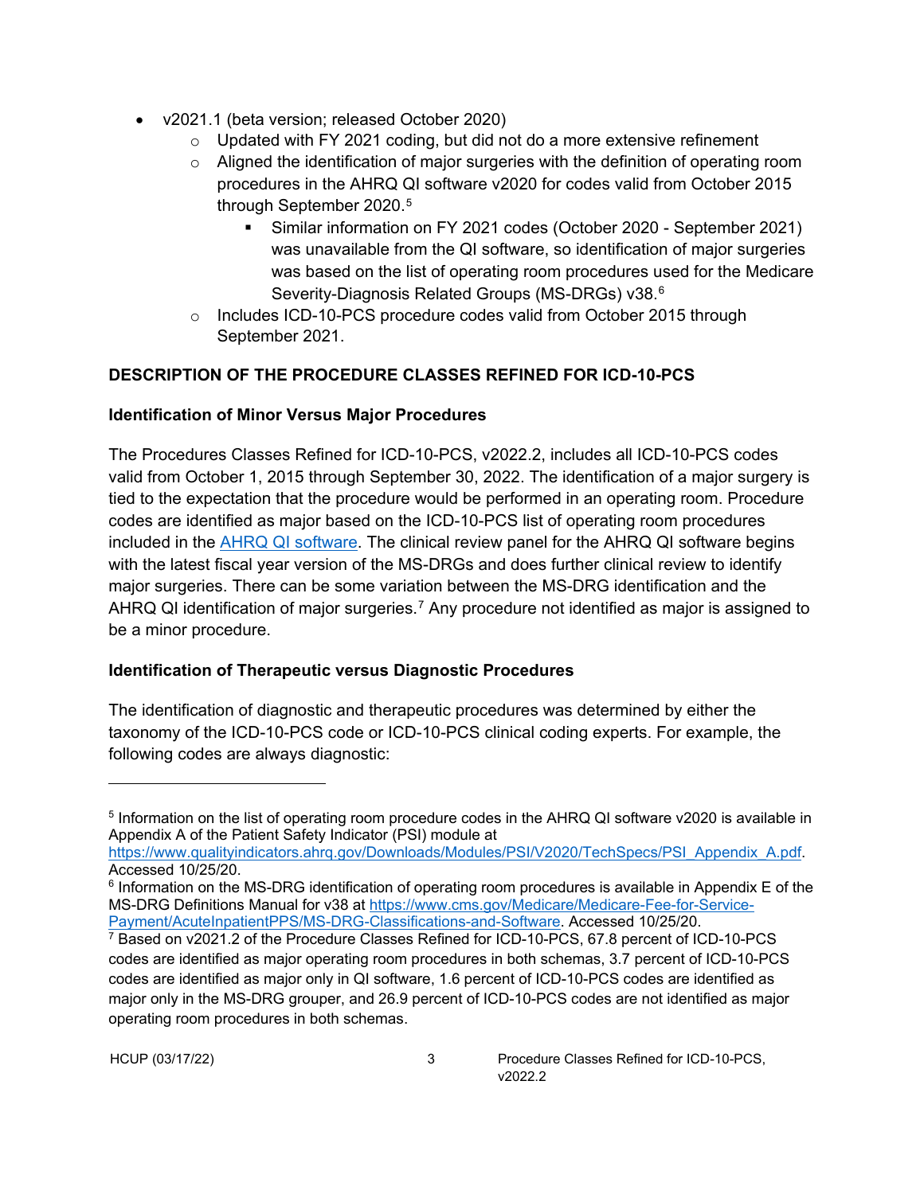- v2021.1 (beta version; released October 2020)
  - Updated with FY 2021 coding, but did not do a more extensive refinement
  - Aligned the identification of major surgeries with the definition of operating room procedures in the AHRQ QI software v2020 for codes valid from October 2015 through September 2020.[5]
    - Similar information on FY 2021 codes (October 2020 - September 2021) was unavailable from the QI software, so identification of major surgeries was based on the list of operating room procedures used for the Medicare Severity-Diagnosis Related Groups (MS-DRGs) v38.[6]
  - Includes ICD-10-PCS procedure codes valid from October 2015 through September 2021.

## DESCRIPTION OF THE PROCEDURE CLASSES REFINED FOR ICD-10-PCS

### Identification of Minor Versus Major Procedures

The Procedures Classes Refined for ICD-10-PCS, v2022.2, includes all ICD-10-PCS codes valid from October 1, 2015 through September 30, 2022. The identification of a major surgery is tied to the expectation that the procedure would be performed in an operating room. Procedure codes are identified as major based on the ICD-10-PCS list of operating room procedures included in the [AHRQ QI software](https://www.qualityindicators.ahrq.gov). The clinical review panel for the AHRQ QI software begins with the latest fiscal year version of the MS-DRGs and does further clinical review to identify major surgeries. There can be some variation between the MS-DRG identification and the AHRQ QI identification of major surgeries.[7] Any procedure not identified as major is assigned to be a minor procedure.

### Identification of Therapeutic versus Diagnostic Procedures

The identification of diagnostic and therapeutic procedures was determined by either the taxonomy of the ICD-10-PCS code or ICD-10-PCS clinical coding experts. For example, the following codes are always diagnostic:

---

[5] Information on the list of operating room procedure codes in the AHRQ QI software v2020 is available in Appendix A of the Patient Safety Indicator (PSI) module at https://www.qualityindicators.ahrq.gov/Downloads/Modules/PSI/V2020/TechSpecs/PSI_Appendix_A.pdf. Accessed 10/25/20.

[6] Information on the MS-DRG identification of operating room procedures is available in Appendix E of the MS-DRG Definitions Manual for v38 at https://www.cms.gov/Medicare/Medicare-Fee-for-Service-Payment/AcuteInpatientPPS/MS-DRG-Classifications-and-Software. Accessed 10/25/20.

[7] Based on v2021.2 of the Procedure Classes Refined for ICD-10-PCS, 67.8 percent of ICD-10-PCS codes are identified as major operating room procedures in both schemas, 3.7 percent of ICD-10-PCS codes are identified as major only in QI software, 1.6 percent of ICD-10-PCS codes are identified as major only in the MS-DRG grouper, and 26.9 percent of ICD-10-PCS codes are not identified as major operating room procedures in both schemas.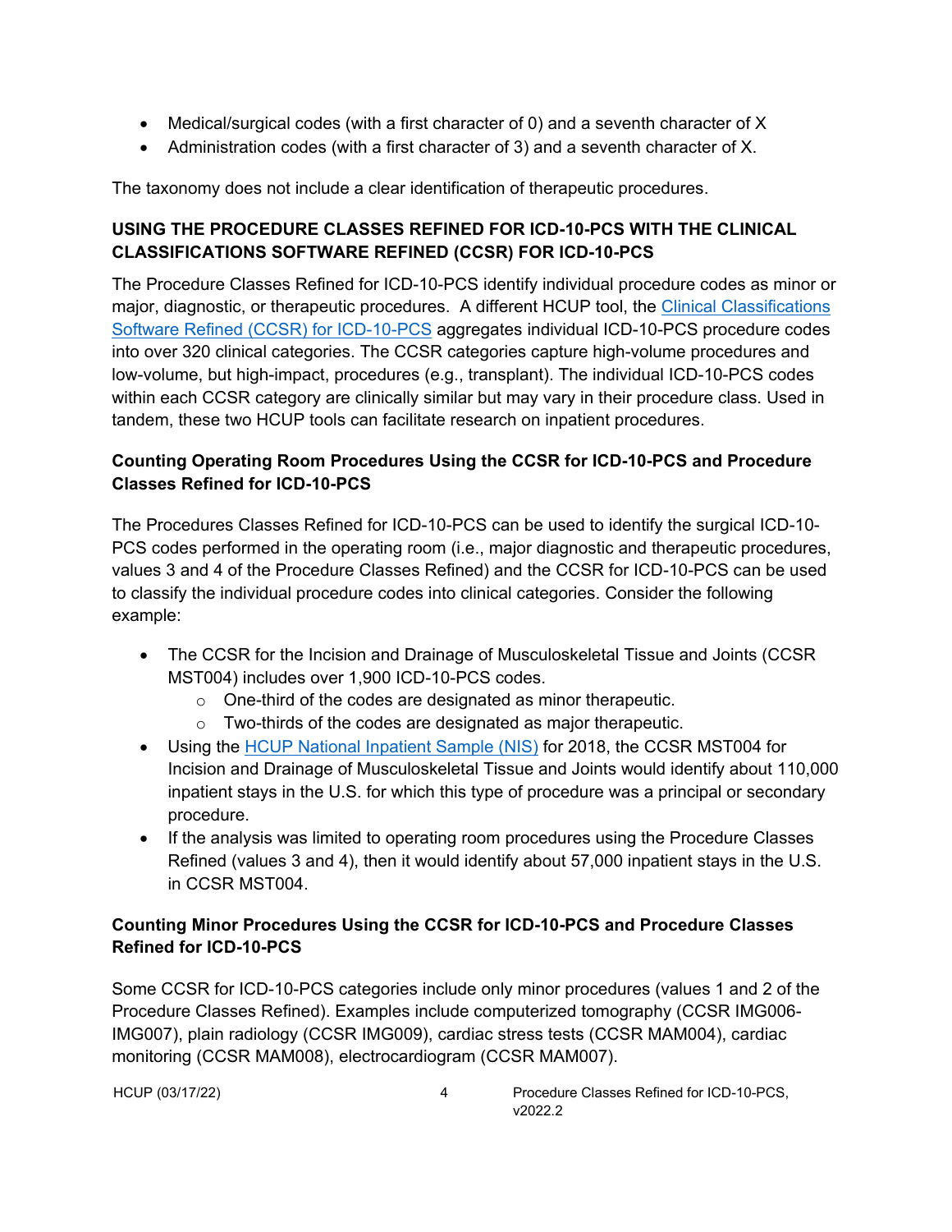- Medical/surgical codes (with a first character of 0) and a seventh character of X
- Administration codes (with a first character of 3) and a seventh character of X.

The taxonomy does not include a clear identification of therapeutic procedures.

## USING THE PROCEDURE CLASSES REFINED FOR ICD-10-PCS WITH THE CLINICAL CLASSIFICATIONS SOFTWARE REFINED (CCSR) FOR ICD-10-PCS

The Procedure Classes Refined for ICD-10-PCS identify individual procedure codes as minor or major, diagnostic, or therapeutic procedures. A different HCUP tool, the Clinical Classifications Software Refined (CCSR) for ICD-10-PCS aggregates individual ICD-10-PCS procedure codes into over 320 clinical categories. The CCSR categories capture high-volume procedures and low-volume, but high-impact, procedures (e.g., transplant). The individual ICD-10-PCS codes within each CCSR category are clinically similar but may vary in their procedure class. Used in tandem, these two HCUP tools can facilitate research on inpatient procedures.

### Counting Operating Room Procedures Using the CCSR for ICD-10-PCS and Procedure Classes Refined for ICD-10-PCS

The Procedures Classes Refined for ICD-10-PCS can be used to identify the surgical ICD-10-PCS codes performed in the operating room (i.e., major diagnostic and therapeutic procedures, values 3 and 4 of the Procedure Classes Refined) and the CCSR for ICD-10-PCS can be used to classify the individual procedure codes into clinical categories. Consider the following example:

- The CCSR for the Incision and Drainage of Musculoskeletal Tissue and Joints (CCSR MST004) includes over 1,900 ICD-10-PCS codes.
  - One-third of the codes are designated as minor therapeutic.
  - Two-thirds of the codes are designated as major therapeutic.
- Using the HCUP National Inpatient Sample (NIS) for 2018, the CCSR MST004 for Incision and Drainage of Musculoskeletal Tissue and Joints would identify about 110,000 inpatient stays in the U.S. for which this type of procedure was a principal or secondary procedure.
- If the analysis was limited to operating room procedures using the Procedure Classes Refined (values 3 and 4), then it would identify about 57,000 inpatient stays in the U.S. in CCSR MST004.

### Counting Minor Procedures Using the CCSR for ICD-10-PCS and Procedure Classes Refined for ICD-10-PCS

Some CCSR for ICD-10-PCS categories include only minor procedures (values 1 and 2 of the Procedure Classes Refined). Examples include computerized tomography (CCSR IMG006-IMG007), plain radiology (CCSR IMG009), cardiac stress tests (CCSR MAM004), cardiac monitoring (CCSR MAM008), electrocardiogram (CCSR MAM007).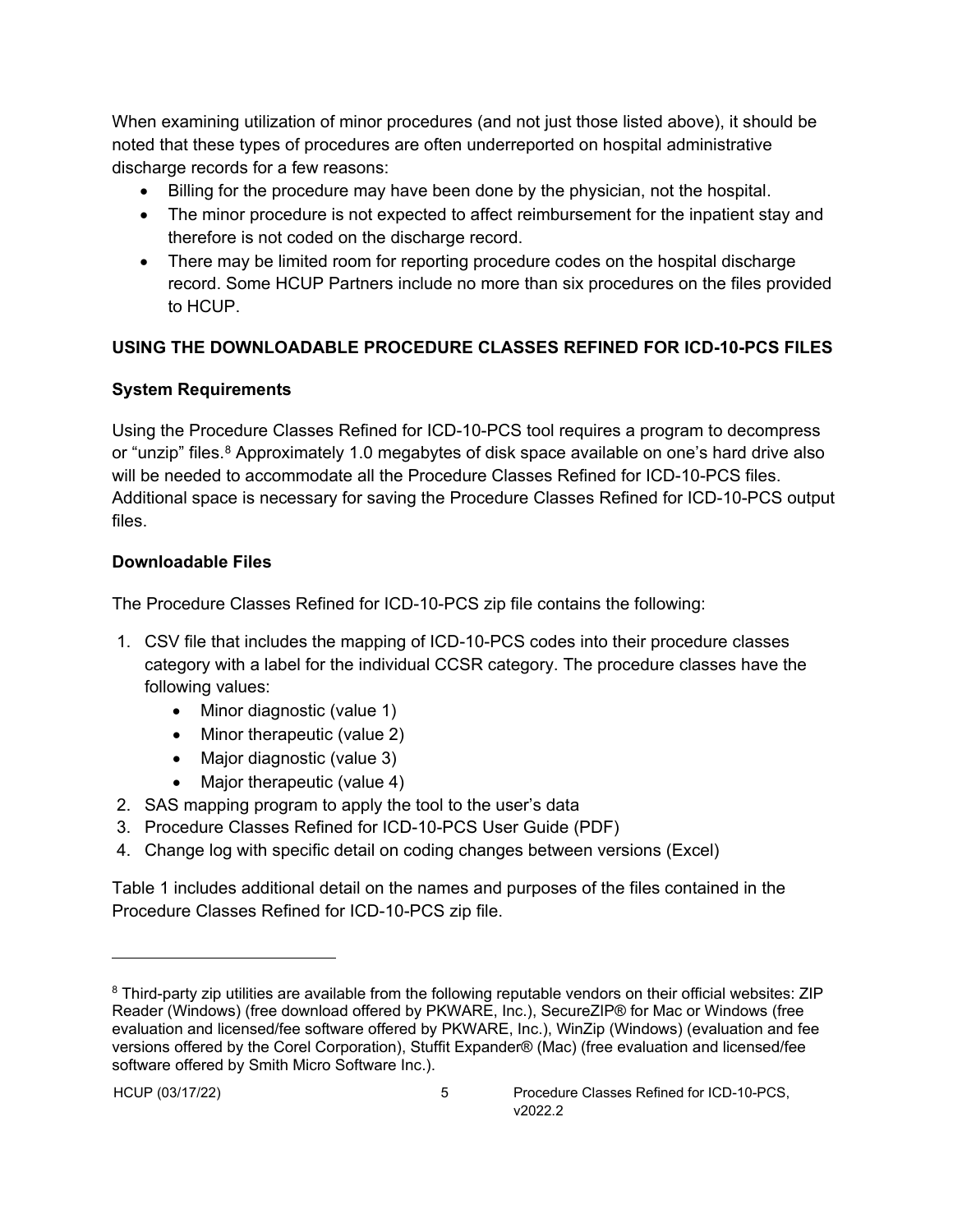When examining utilization of minor procedures (and not just those listed above), it should be noted that these types of procedures are often underreported on hospital administrative discharge records for a few reasons:

- Billing for the procedure may have been done by the physician, not the hospital.
- The minor procedure is not expected to affect reimbursement for the inpatient stay and therefore is not coded on the discharge record.
- There may be limited room for reporting procedure codes on the hospital discharge record. Some HCUP Partners include no more than six procedures on the files provided to HCUP.

## USING THE DOWNLOADABLE PROCEDURE CLASSES REFINED FOR ICD-10-PCS FILES

### System Requirements

Using the Procedure Classes Refined for ICD-10-PCS tool requires a program to decompress or "unzip" files.[8] Approximately 1.0 megabytes of disk space available on one's hard drive also will be needed to accommodate all the Procedure Classes Refined for ICD-10-PCS files. Additional space is necessary for saving the Procedure Classes Refined for ICD-10-PCS output files.

### Downloadable Files

The Procedure Classes Refined for ICD-10-PCS zip file contains the following:

1. CSV file that includes the mapping of ICD-10-PCS codes into their procedure classes category with a label for the individual CCSR category. The procedure classes have the following values:
    - Minor diagnostic (value 1)
    - Minor therapeutic (value 2)
    - Major diagnostic (value 3)
    - Major therapeutic (value 4)
2. SAS mapping program to apply the tool to the user's data
3. Procedure Classes Refined for ICD-10-PCS User Guide (PDF)
4. Change log with specific detail on coding changes between versions (Excel)

Table 1 includes additional detail on the names and purposes of the files contained in the Procedure Classes Refined for ICD-10-PCS zip file.

---

[8] Third-party zip utilities are available from the following reputable vendors on their official websites: ZIP Reader (Windows) (free download offered by PKWARE, Inc.), SecureZIP® for Mac or Windows (free evaluation and licensed/fee software offered by PKWARE, Inc.), WinZip (Windows) (evaluation and fee versions offered by the Corel Corporation), Stuffit Expander® (Mac) (free evaluation and licensed/fee software offered by Smith Micro Software Inc.).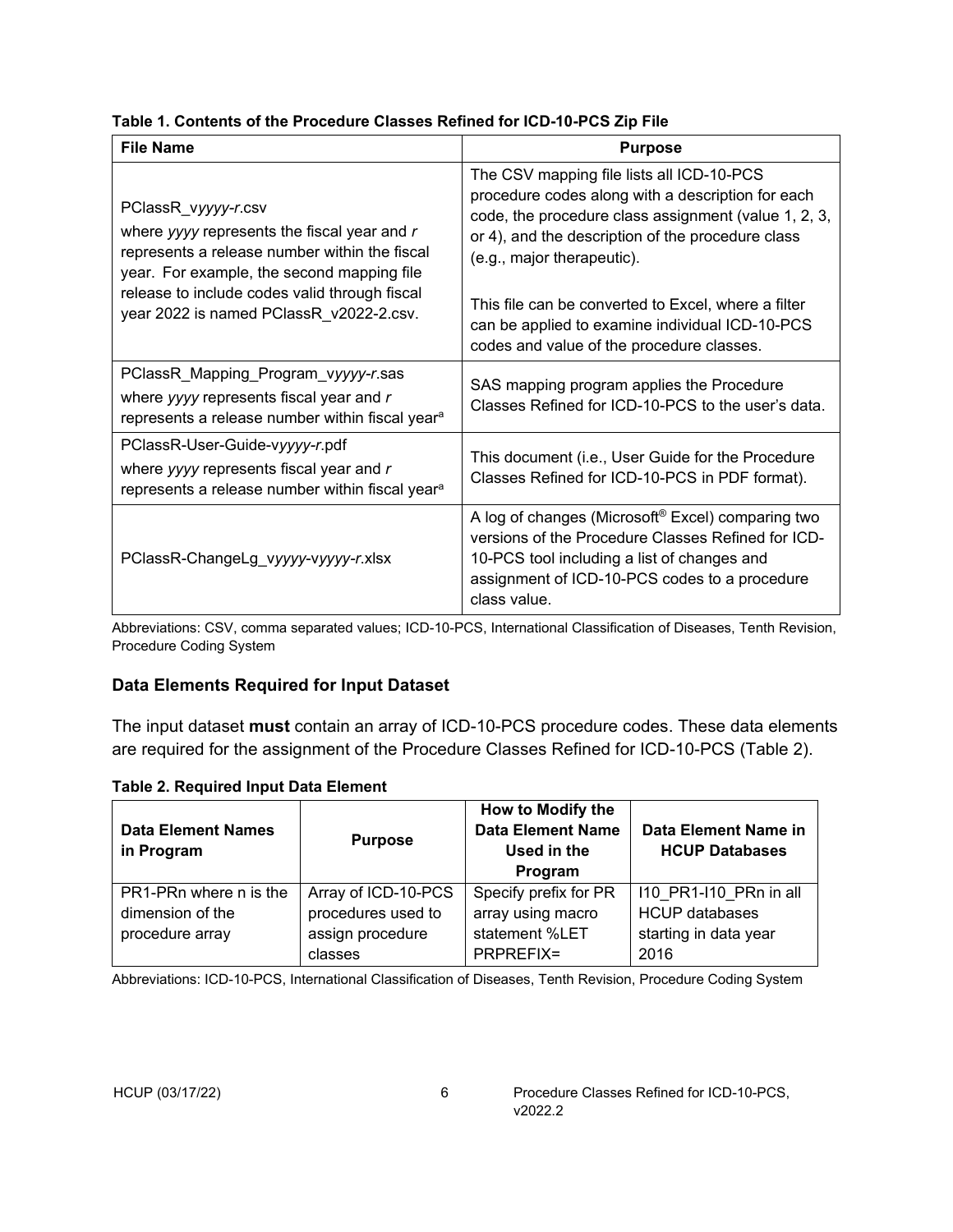**Table 1. Contents of the Procedure Classes Refined for ICD-10-PCS Zip File**

| File Name | Purpose |
|---|---|
| PClassR_v*yyyy*-*r*.csv<br>where *yyyy* represents the fiscal year and *r* represents a release number within the fiscal year. For example, the second mapping file release to include codes valid through fiscal year 2022 is named PClassR_v2022-2.csv. | The CSV mapping file lists all ICD-10-PCS procedure codes along with a description for each code, the procedure class assignment (value 1, 2, 3, or 4), and the description of the procedure class (e.g., major therapeutic).<br><br>This file can be converted to Excel, where a filter can be applied to examine individual ICD-10-PCS codes and value of the procedure classes. |
| PClassR_Mapping_Program_v*yyyy*-*r*.sas<br>where *yyyy* represents fiscal year and *r* represents a release number within fiscal year[a] | SAS mapping program applies the Procedure Classes Refined for ICD-10-PCS to the user's data. |
| PClassR-User-Guide-v*yyyy*-*r*.pdf<br>where *yyyy* represents fiscal year and *r* represents a release number within fiscal year[a] | This document (i.e., User Guide for the Procedure Classes Refined for ICD-10-PCS in PDF format). |
| PClassR-ChangeLg_v*yyyy*-v*yyyy*-*r*.xlsx | A log of changes (Microsoft® Excel) comparing two versions of the Procedure Classes Refined for ICD-10-PCS tool including a list of changes and assignment of ICD-10-PCS codes to a procedure class value. |

Abbreviations: CSV, comma separated values; ICD-10-PCS, International Classification of Diseases, Tenth Revision, Procedure Coding System

### Data Elements Required for Input Dataset

The input dataset **must** contain an array of ICD-10-PCS procedure codes. These data elements are required for the assignment of the Procedure Classes Refined for ICD-10-PCS (Table 2).

**Table 2. Required Input Data Element**

| Data Element Names in Program | Purpose | How to Modify the Data Element Name Used in the Program | Data Element Name in HCUP Databases |
|---|---|---|---|
| PR1-PRn where n is the dimension of the procedure array | Array of ICD-10-PCS procedures used to assign procedure classes | Specify prefix for PR array using macro statement %LET PRPREFIX= | I10_PR1-I10_PRn in all HCUP databases starting in data year 2016 |

Abbreviations: ICD-10-PCS, International Classification of Diseases, Tenth Revision, Procedure Coding System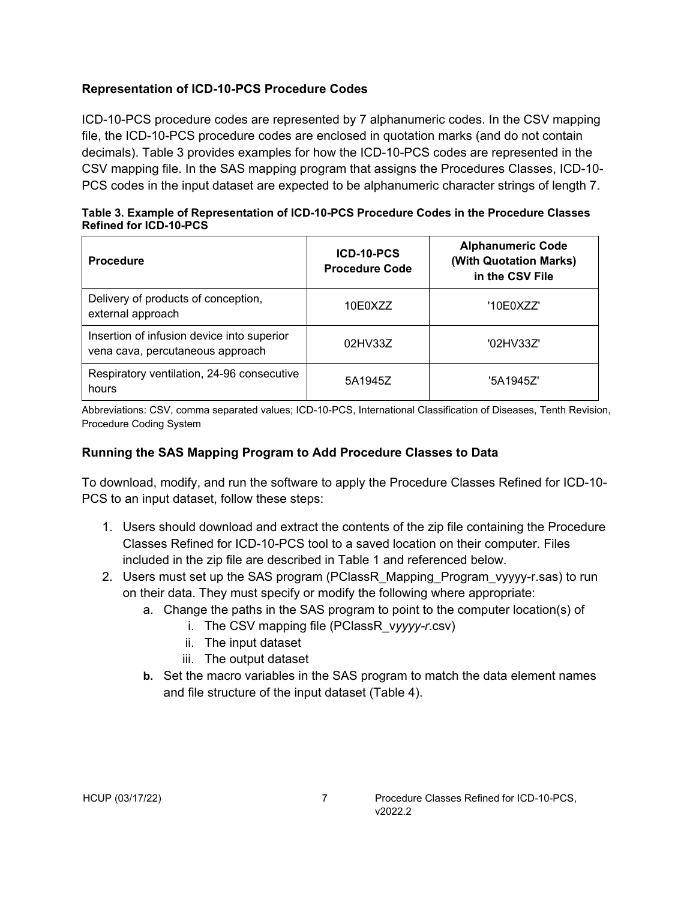## Representation of ICD-10-PCS Procedure Codes

ICD-10-PCS procedure codes are represented by 7 alphanumeric codes. In the CSV mapping file, the ICD-10-PCS procedure codes are enclosed in quotation marks (and do not contain decimals). Table 3 provides examples for how the ICD-10-PCS codes are represented in the CSV mapping file. In the SAS mapping program that assigns the Procedures Classes, ICD-10-PCS codes in the input dataset are expected to be alphanumeric character strings of length 7.

**Table 3. Example of Representation of ICD-10-PCS Procedure Codes in the Procedure Classes Refined for ICD-10-PCS**

| Procedure | ICD-10-PCS Procedure Code | Alphanumeric Code (With Quotation Marks) in the CSV File |
|---|---|---|
| Delivery of products of conception, external approach | 10E0XZZ | '10E0XZZ' |
| Insertion of infusion device into superior vena cava, percutaneous approach | 02HV33Z | '02HV33Z' |
| Respiratory ventilation, 24-96 consecutive hours | 5A1945Z | '5A1945Z' |

Abbreviations: CSV, comma separated values; ICD-10-PCS, International Classification of Diseases, Tenth Revision, Procedure Coding System

## Running the SAS Mapping Program to Add Procedure Classes to Data

To download, modify, and run the software to apply the Procedure Classes Refined for ICD-10-PCS to an input dataset, follow these steps:

1. Users should download and extract the contents of the zip file containing the Procedure Classes Refined for ICD-10-PCS tool to a saved location on their computer. Files included in the zip file are described in Table 1 and referenced below.
2. Users must set up the SAS program (PClassR_Mapping_Program_vyyyy-r.sas) to run on their data. They must specify or modify the following where appropriate:
   a. Change the paths in the SAS program to point to the computer location(s) of
      i. The CSV mapping file (PClassR_v*yyyy-r*.csv)
      ii. The input dataset
      iii. The output dataset
   **b.** Set the macro variables in the SAS program to match the data element names and file structure of the input dataset (Table 4).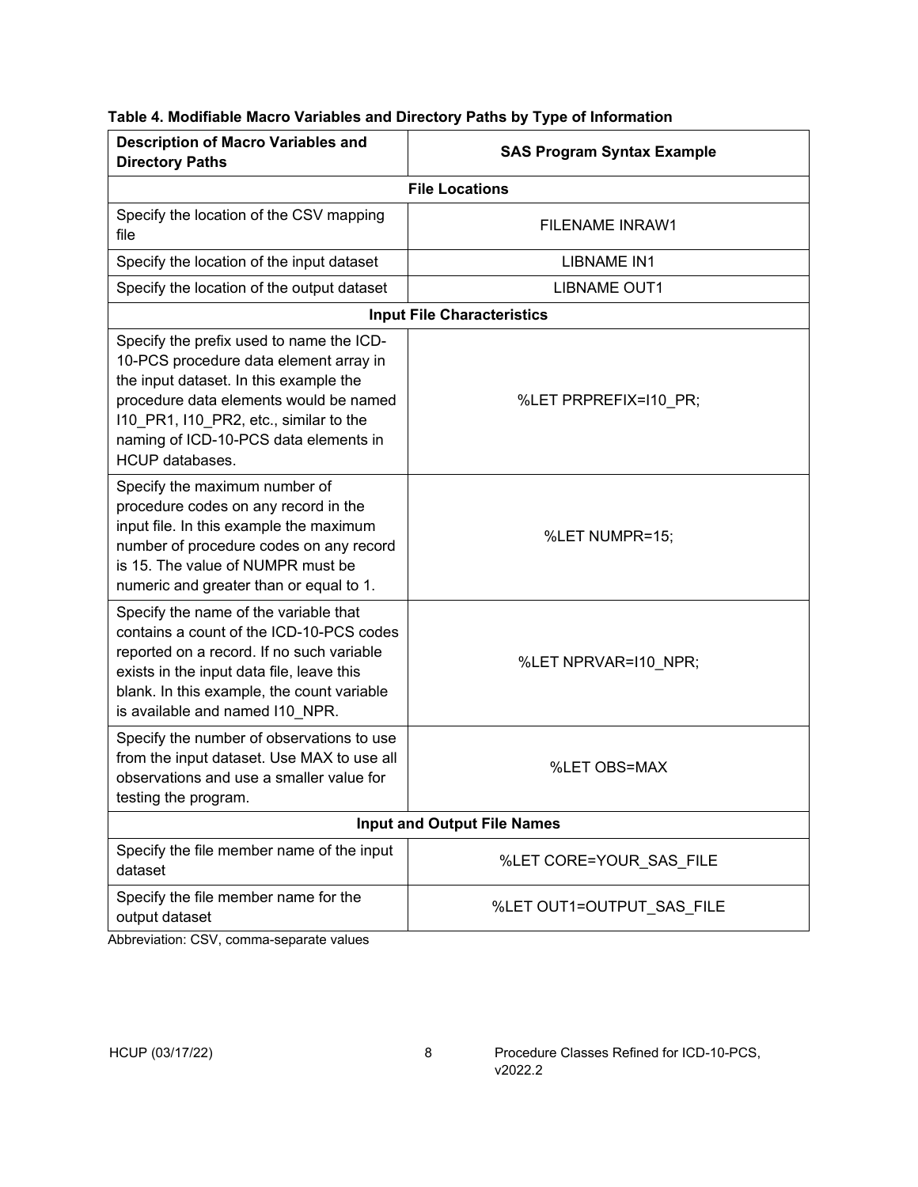**Table 4. Modifiable Macro Variables and Directory Paths by Type of Information**

| Description of Macro Variables and Directory Paths | SAS Program Syntax Example |
|---|---|
| **File Locations** | |
| Specify the location of the CSV mapping file | FILENAME INRAW1 |
| Specify the location of the input dataset | LIBNAME IN1 |
| Specify the location of the output dataset | LIBNAME OUT1 |
| **Input File Characteristics** | |
| Specify the prefix used to name the ICD-10-PCS procedure data element array in the input dataset. In this example the procedure data elements would be named I10_PR1, I10_PR2, etc., similar to the naming of ICD-10-PCS data elements in HCUP databases. | %LET PRPREFIX=I10_PR; |
| Specify the maximum number of procedure codes on any record in the input file. In this example the maximum number of procedure codes on any record is 15. The value of NUMPR must be numeric and greater than or equal to 1. | %LET NUMPR=15; |
| Specify the name of the variable that contains a count of the ICD-10-PCS codes reported on a record. If no such variable exists in the input data file, leave this blank. In this example, the count variable is available and named I10_NPR. | %LET NPRVAR=I10_NPR; |
| Specify the number of observations to use from the input dataset. Use MAX to use all observations and use a smaller value for testing the program. | %LET OBS=MAX |
| **Input and Output File Names** | |
| Specify the file member name of the input dataset | %LET CORE=YOUR_SAS_FILE |
| Specify the file member name for the output dataset | %LET OUT1=OUTPUT_SAS_FILE |

Abbreviation: CSV, comma-separate values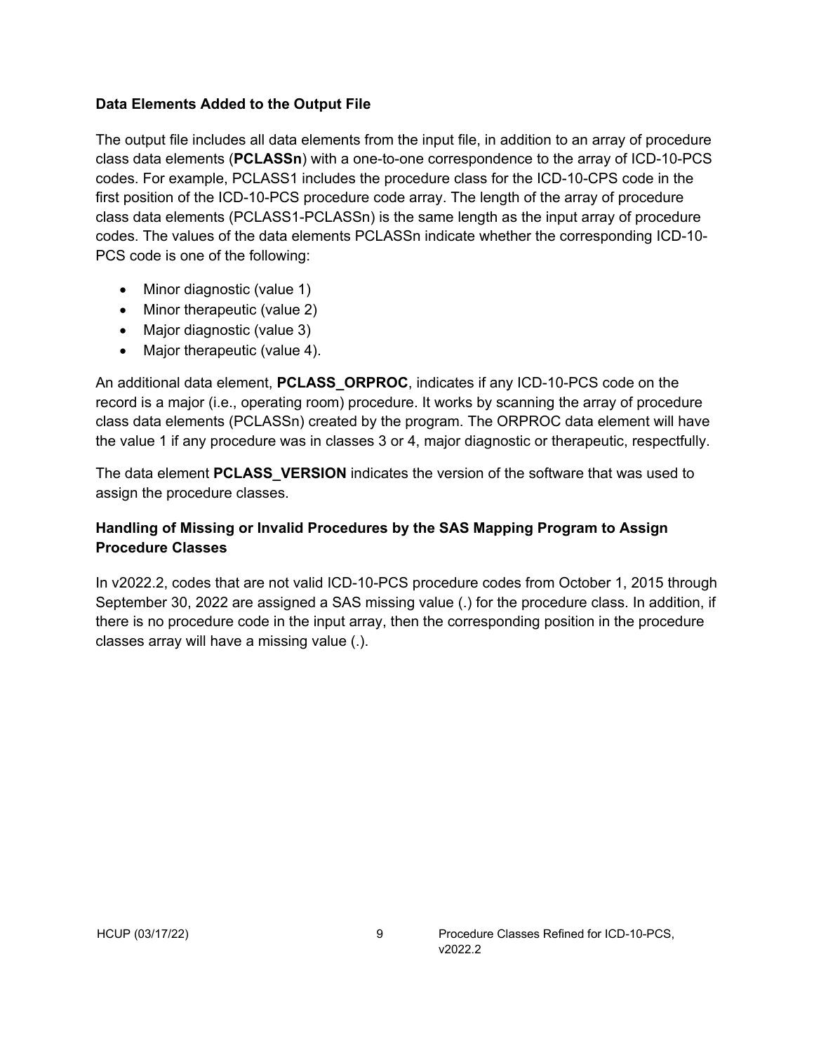### Data Elements Added to the Output File

The output file includes all data elements from the input file, in addition to an array of procedure class data elements (**PCLASSn**) with a one-to-one correspondence to the array of ICD-10-PCS codes. For example, PCLASS1 includes the procedure class for the ICD-10-CPS code in the first position of the ICD-10-PCS procedure code array. The length of the array of procedure class data elements (PCLASS1-PCLASSn) is the same length as the input array of procedure codes. The values of the data elements PCLASSn indicate whether the corresponding ICD-10-PCS code is one of the following:

- Minor diagnostic (value 1)
- Minor therapeutic (value 2)
- Major diagnostic (value 3)
- Major therapeutic (value 4).

An additional data element, **PCLASS_ORPROC**, indicates if any ICD-10-PCS code on the record is a major (i.e., operating room) procedure. It works by scanning the array of procedure class data elements (PCLASSn) created by the program. The ORPROC data element will have the value 1 if any procedure was in classes 3 or 4, major diagnostic or therapeutic, respectfully.

The data element **PCLASS_VERSION** indicates the version of the software that was used to assign the procedure classes.

### Handling of Missing or Invalid Procedures by the SAS Mapping Program to Assign Procedure Classes

In v2022.2, codes that are not valid ICD-10-PCS procedure codes from October 1, 2015 through September 30, 2022 are assigned a SAS missing value (.) for the procedure class. In addition, if there is no procedure code in the input array, then the corresponding position in the procedure classes array will have a missing value (.).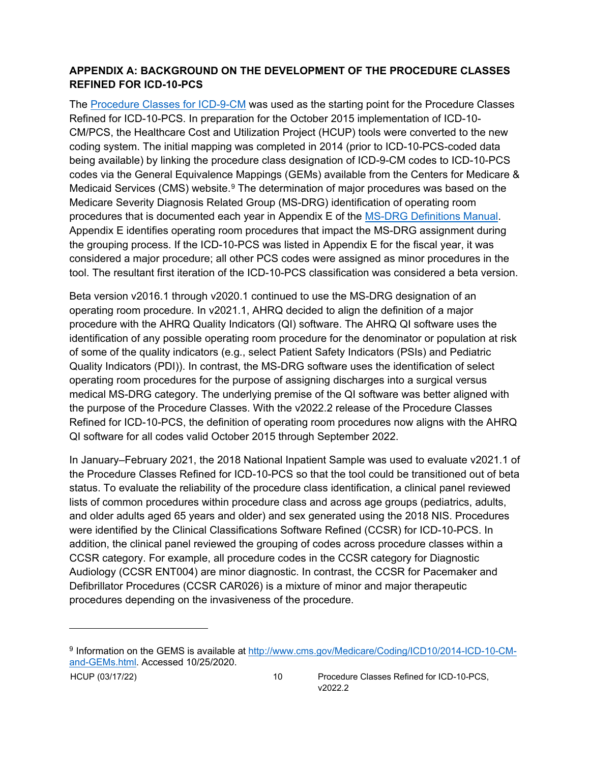## APPENDIX A: BACKGROUND ON THE DEVELOPMENT OF THE PROCEDURE CLASSES REFINED FOR ICD-10-PCS

The Procedure Classes for ICD-9-CM was used as the starting point for the Procedure Classes Refined for ICD-10-PCS. In preparation for the October 2015 implementation of ICD-10-CM/PCS, the Healthcare Cost and Utilization Project (HCUP) tools were converted to the new coding system. The initial mapping was completed in 2014 (prior to ICD-10-PCS-coded data being available) by linking the procedure class designation of ICD-9-CM codes to ICD-10-PCS codes via the General Equivalence Mappings (GEMs) available from the Centers for Medicare & Medicaid Services (CMS) website.[9] The determination of major procedures was based on the Medicare Severity Diagnosis Related Group (MS-DRG) identification of operating room procedures that is documented each year in Appendix E of the MS-DRG Definitions Manual. Appendix E identifies operating room procedures that impact the MS-DRG assignment during the grouping process. If the ICD-10-PCS was listed in Appendix E for the fiscal year, it was considered a major procedure; all other PCS codes were assigned as minor procedures in the tool. The resultant first iteration of the ICD-10-PCS classification was considered a beta version.

Beta version v2016.1 through v2020.1 continued to use the MS-DRG designation of an operating room procedure. In v2021.1, AHRQ decided to align the definition of a major procedure with the AHRQ Quality Indicators (QI) software. The AHRQ QI software uses the identification of any possible operating room procedure for the denominator or population at risk of some of the quality indicators (e.g., select Patient Safety Indicators (PSIs) and Pediatric Quality Indicators (PDI)). In contrast, the MS-DRG software uses the identification of select operating room procedures for the purpose of assigning discharges into a surgical versus medical MS-DRG category. The underlying premise of the QI software was better aligned with the purpose of the Procedure Classes. With the v2022.2 release of the Procedure Classes Refined for ICD-10-PCS, the definition of operating room procedures now aligns with the AHRQ QI software for all codes valid October 2015 through September 2022.

In January–February 2021, the 2018 National Inpatient Sample was used to evaluate v2021.1 of the Procedure Classes Refined for ICD-10-PCS so that the tool could be transitioned out of beta status. To evaluate the reliability of the procedure class identification, a clinical panel reviewed lists of common procedures within procedure class and across age groups (pediatrics, adults, and older adults aged 65 years and older) and sex generated using the 2018 NIS. Procedures were identified by the Clinical Classifications Software Refined (CCSR) for ICD-10-PCS. In addition, the clinical panel reviewed the grouping of codes across procedure classes within a CCSR category. For example, all procedure codes in the CCSR category for Diagnostic Audiology (CCSR ENT004) are minor diagnostic. In contrast, the CCSR for Pacemaker and Defibrillator Procedures (CCSR CAR026) is a mixture of minor and major therapeutic procedures depending on the invasiveness of the procedure.

---

[9] Information on the GEMS is available at http://www.cms.gov/Medicare/Coding/ICD10/2014-ICD-10-CM-and-GEMs.html. Accessed 10/25/2020.